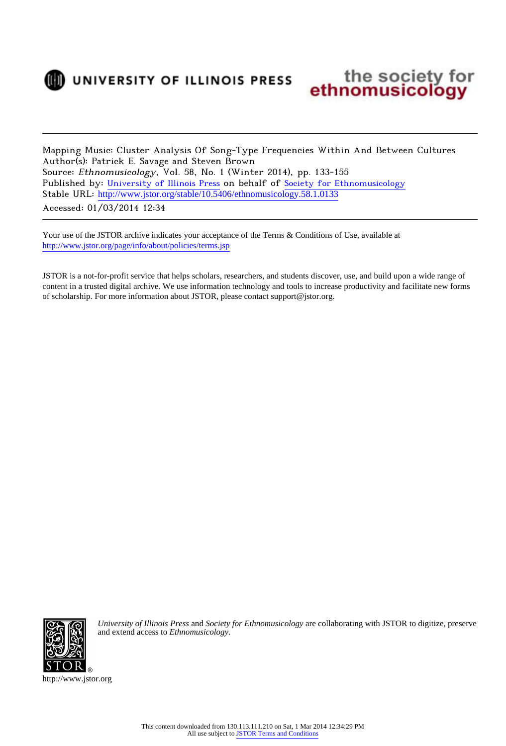Mapping Music: Cluster Analysis Of Song-Type Frequencies Within And Between Cultures
Author(s): Patrick E. Savage and Steven Brown
Source: *Ethnomusicology*, Vol. 58, No. 1 (Winter 2014), pp. 133-155
Published by: University of Illinois Press on behalf of Society for Ethnomusicology
Stable URL: http://www.jstor.org/stable/10.5406/ethnomusicology.58.1.0133
Accessed: 01/03/2014 12:34

---

Your use of the JSTOR archive indicates your acceptance of the Terms & Conditions of Use, available at
http://www.jstor.org/page/info/about/policies/terms.jsp

JSTOR is a not-for-profit service that helps scholars, researchers, and students discover, use, and build upon a wide range of content in a trusted digital archive. We use information technology and tools to increase productivity and facilitate new forms of scholarship. For more information about JSTOR, please contact support@jstor.org.

*University of Illinois Press* and *Society for Ethnomusicology* are collaborating with JSTOR to digitize, preserve and extend access to *Ethnomusicology*.

http://www.jstor.org

This content downloaded from 130.113.111.210 on Sat, 1 Mar 2014 12:34:29 PM
All use subject to JSTOR Terms and Conditions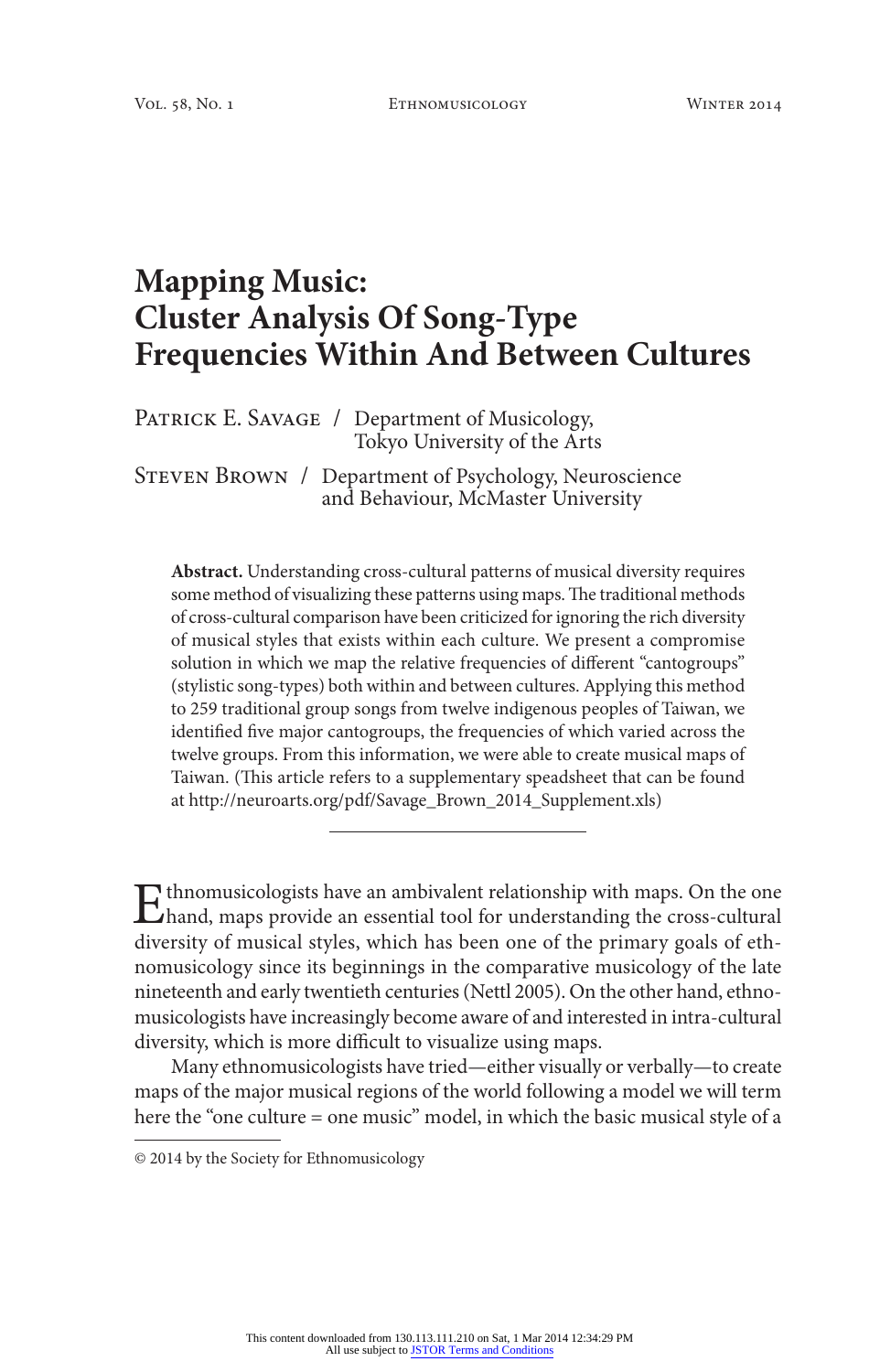# Mapping Music: Cluster Analysis Of Song-Type Frequencies Within And Between Cultures

Patrick E. Savage / Department of Musicology, Tokyo University of the Arts

Steven Brown / Department of Psychology, Neuroscience and Behaviour, McMaster University

**Abstract.** Understanding cross-cultural patterns of musical diversity requires some method of visualizing these patterns using maps. The traditional methods of cross-cultural comparison have been criticized for ignoring the rich diversity of musical styles that exists within each culture. We present a compromise solution in which we map the relative frequencies of different "cantogroups" (stylistic song-types) both within and between cultures. Applying this method to 259 traditional group songs from twelve indigenous peoples of Taiwan, we identified five major cantogroups, the frequencies of which varied across the twelve groups. From this information, we were able to create musical maps of Taiwan. (This article refers to a supplementary speadsheet that can be found at http://neuroarts.org/pdf/Savage_Brown_2014_Supplement.xls)

---

Ethnomusicologists have an ambivalent relationship with maps. On the one hand, maps provide an essential tool for understanding the cross-cultural diversity of musical styles, which has been one of the primary goals of ethnomusicology since its beginnings in the comparative musicology of the late nineteenth and early twentieth centuries (Nettl 2005). On the other hand, ethnomusicologists have increasingly become aware of and interested in intra-cultural diversity, which is more difficult to visualize using maps.

Many ethnomusicologists have tried—either visually or verbally—to create maps of the major musical regions of the world following a model we will term here the "one culture = one music" model, in which the basic musical style of a

© 2014 by the Society for Ethnomusicology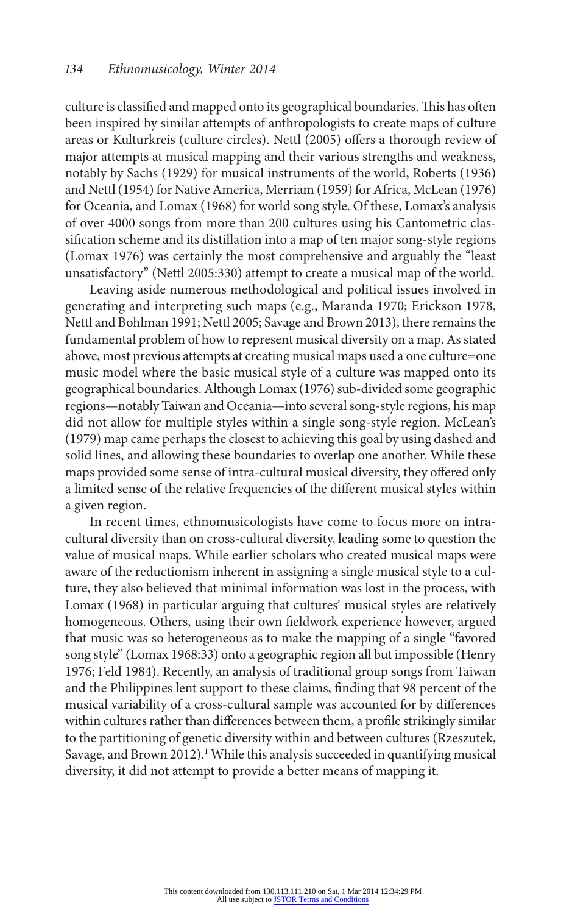culture is classified and mapped onto its geographical boundaries. This has often been inspired by similar attempts of anthropologists to create maps of culture areas or Kulturkreis (culture circles). Nettl (2005) offers a thorough review of major attempts at musical mapping and their various strengths and weakness, notably by Sachs (1929) for musical instruments of the world, Roberts (1936) and Nettl (1954) for Native America, Merriam (1959) for Africa, McLean (1976) for Oceania, and Lomax (1968) for world song style. Of these, Lomax's analysis of over 4000 songs from more than 200 cultures using his Cantometric classification scheme and its distillation into a map of ten major song-style regions (Lomax 1976) was certainly the most comprehensive and arguably the "least unsatisfactory" (Nettl 2005:330) attempt to create a musical map of the world.

Leaving aside numerous methodological and political issues involved in generating and interpreting such maps (e.g., Maranda 1970; Erickson 1978, Nettl and Bohlman 1991; Nettl 2005; Savage and Brown 2013), there remains the fundamental problem of how to represent musical diversity on a map. As stated above, most previous attempts at creating musical maps used a one culture=one music model where the basic musical style of a culture was mapped onto its geographical boundaries. Although Lomax (1976) sub-divided some geographic regions—notably Taiwan and Oceania—into several song-style regions, his map did not allow for multiple styles within a single song-style region. McLean's (1979) map came perhaps the closest to achieving this goal by using dashed and solid lines, and allowing these boundaries to overlap one another. While these maps provided some sense of intra-cultural musical diversity, they offered only a limited sense of the relative frequencies of the different musical styles within a given region.

In recent times, ethnomusicologists have come to focus more on intra-cultural diversity than on cross-cultural diversity, leading some to question the value of musical maps. While earlier scholars who created musical maps were aware of the reductionism inherent in assigning a single musical style to a culture, they also believed that minimal information was lost in the process, with Lomax (1968) in particular arguing that cultures' musical styles are relatively homogeneous. Others, using their own fieldwork experience however, argued that music was so heterogeneous as to make the mapping of a single "favored song style" (Lomax 1968:33) onto a geographic region all but impossible (Henry 1976; Feld 1984). Recently, an analysis of traditional group songs from Taiwan and the Philippines lent support to these claims, finding that 98 percent of the musical variability of a cross-cultural sample was accounted for by differences within cultures rather than differences between them, a profile strikingly similar to the partitioning of genetic diversity within and between cultures (Rzeszutek, Savage, and Brown 2012).[1] While this analysis succeeded in quantifying musical diversity, it did not attempt to provide a better means of mapping it.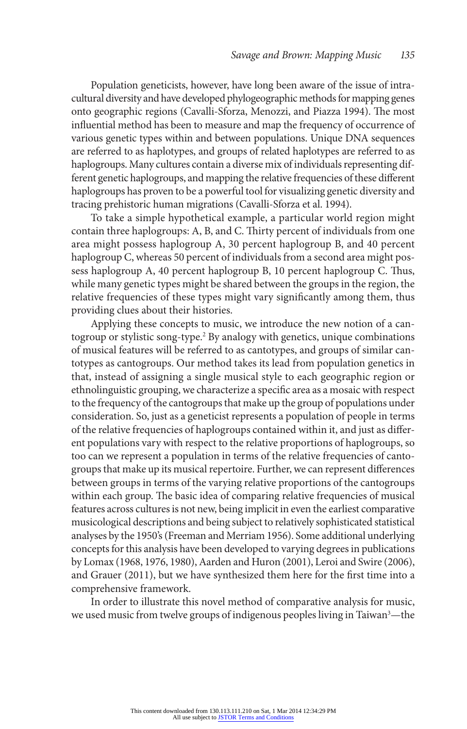Population geneticists, however, have long been aware of the issue of intracultural diversity and have developed phylogeographic methods for mapping genes onto geographic regions (Cavalli-Sforza, Menozzi, and Piazza 1994). The most influential method has been to measure and map the frequency of occurrence of various genetic types within and between populations. Unique DNA sequences are referred to as haplotypes, and groups of related haplotypes are referred to as haplogroups. Many cultures contain a diverse mix of individuals representing different genetic haplogroups, and mapping the relative frequencies of these different haplogroups has proven to be a powerful tool for visualizing genetic diversity and tracing prehistoric human migrations (Cavalli-Sforza et al. 1994).

To take a simple hypothetical example, a particular world region might contain three haplogroups: A, B, and C. Thirty percent of individuals from one area might possess haplogroup A, 30 percent haplogroup B, and 40 percent haplogroup C, whereas 50 percent of individuals from a second area might possess haplogroup A, 40 percent haplogroup B, 10 percent haplogroup C. Thus, while many genetic types might be shared between the groups in the region, the relative frequencies of these types might vary significantly among them, thus providing clues about their histories.

Applying these concepts to music, we introduce the new notion of a cantogroup or stylistic song-type.[2] By analogy with genetics, unique combinations of musical features will be referred to as cantotypes, and groups of similar cantotypes as cantogroups. Our method takes its lead from population genetics in that, instead of assigning a single musical style to each geographic region or ethnolinguistic grouping, we characterize a specific area as a mosaic with respect to the frequency of the cantogroups that make up the group of populations under consideration. So, just as a geneticist represents a population of people in terms of the relative frequencies of haplogroups contained within it, and just as different populations vary with respect to the relative proportions of haplogroups, so too can we represent a population in terms of the relative frequencies of cantogroups that make up its musical repertoire. Further, we can represent differences between groups in terms of the varying relative proportions of the cantogroups within each group. The basic idea of comparing relative frequencies of musical features across cultures is not new, being implicit in even the earliest comparative musicological descriptions and being subject to relatively sophisticated statistical analyses by the 1950's (Freeman and Merriam 1956). Some additional underlying concepts for this analysis have been developed to varying degrees in publications by Lomax (1968, 1976, 1980), Aarden and Huron (2001), Leroi and Swire (2006), and Grauer (2011), but we have synthesized them here for the first time into a comprehensive framework.

In order to illustrate this novel method of comparative analysis for music, we used music from twelve groups of indigenous peoples living in Taiwan[3]—the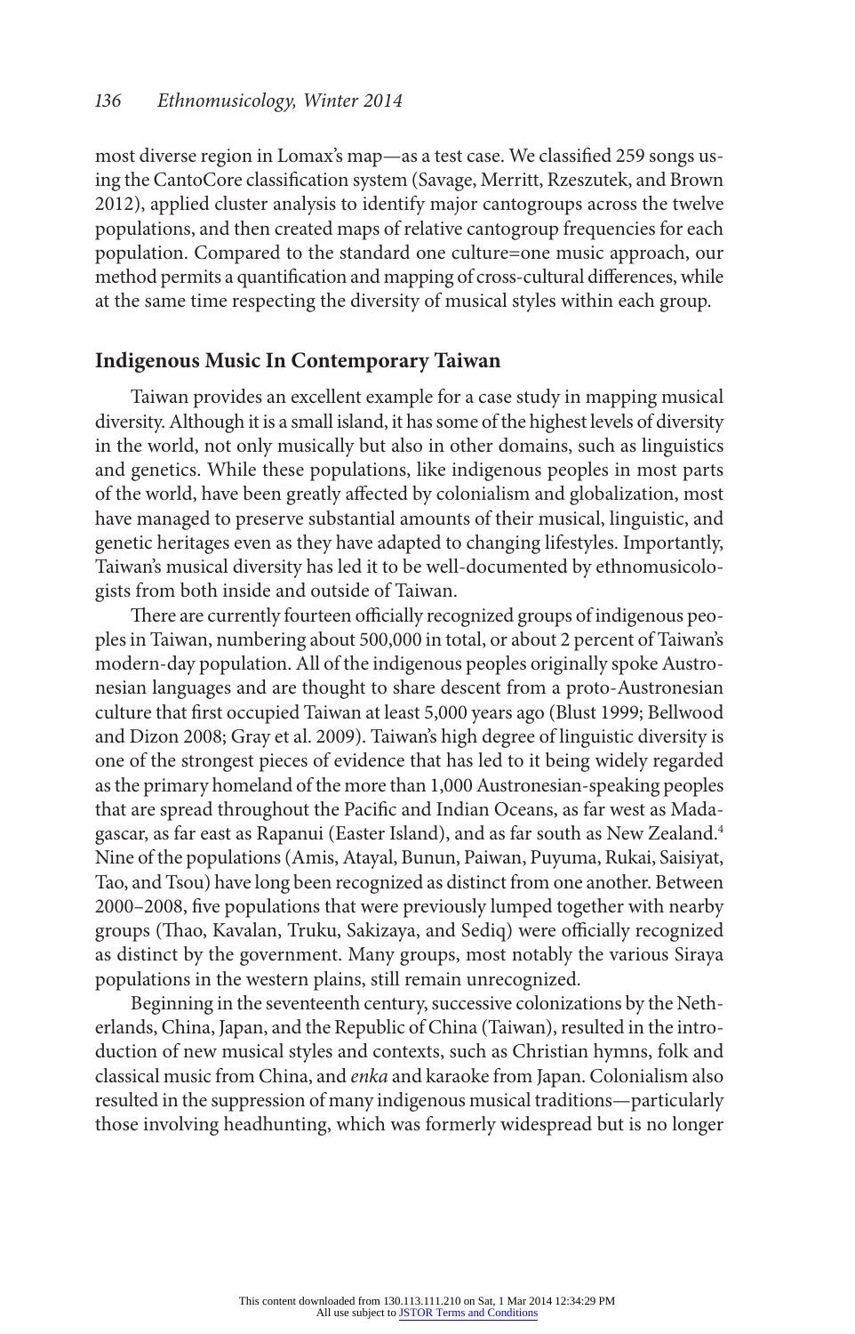most diverse region in Lomax's map—as a test case. We classified 259 songs using the CantoCore classification system (Savage, Merritt, Rzeszutek, and Brown 2012), applied cluster analysis to identify major cantogroups across the twelve populations, and then created maps of relative cantogroup frequencies for each population. Compared to the standard one culture=one music approach, our method permits a quantification and mapping of cross-cultural differences, while at the same time respecting the diversity of musical styles within each group.

## Indigenous Music In Contemporary Taiwan

Taiwan provides an excellent example for a case study in mapping musical diversity. Although it is a small island, it has some of the highest levels of diversity in the world, not only musically but also in other domains, such as linguistics and genetics. While these populations, like indigenous peoples in most parts of the world, have been greatly affected by colonialism and globalization, most have managed to preserve substantial amounts of their musical, linguistic, and genetic heritages even as they have adapted to changing lifestyles. Importantly, Taiwan's musical diversity has led it to be well-documented by ethnomusicologists from both inside and outside of Taiwan.

There are currently fourteen officially recognized groups of indigenous peoples in Taiwan, numbering about 500,000 in total, or about 2 percent of Taiwan's modern-day population. All of the indigenous peoples originally spoke Austronesian languages and are thought to share descent from a proto-Austronesian culture that first occupied Taiwan at least 5,000 years ago (Blust 1999; Bellwood and Dizon 2008; Gray et al. 2009). Taiwan's high degree of linguistic diversity is one of the strongest pieces of evidence that has led to it being widely regarded as the primary homeland of the more than 1,000 Austronesian-speaking peoples that are spread throughout the Pacific and Indian Oceans, as far west as Madagascar, as far east as Rapanui (Easter Island), and as far south as New Zealand.[4] Nine of the populations (Amis, Atayal, Bunun, Paiwan, Puyuma, Rukai, Saisiyat, Tao, and Tsou) have long been recognized as distinct from one another. Between 2000–2008, five populations that were previously lumped together with nearby groups (Thao, Kavalan, Truku, Sakizaya, and Sediq) were officially recognized as distinct by the government. Many groups, most notably the various Siraya populations in the western plains, still remain unrecognized.

Beginning in the seventeenth century, successive colonizations by the Netherlands, China, Japan, and the Republic of China (Taiwan), resulted in the introduction of new musical styles and contexts, such as Christian hymns, folk and classical music from China, and *enka* and karaoke from Japan. Colonialism also resulted in the suppression of many indigenous musical traditions—particularly those involving headhunting, which was formerly widespread but is no longer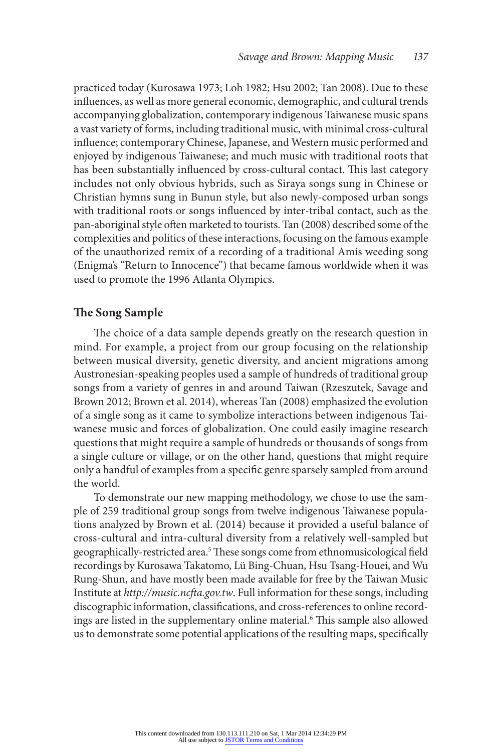practiced today (Kurosawa 1973; Loh 1982; Hsu 2002; Tan 2008). Due to these influences, as well as more general economic, demographic, and cultural trends accompanying globalization, contemporary indigenous Taiwanese music spans a vast variety of forms, including traditional music, with minimal cross-cultural influence; contemporary Chinese, Japanese, and Western music performed and enjoyed by indigenous Taiwanese; and much music with traditional roots that has been substantially influenced by cross-cultural contact. This last category includes not only obvious hybrids, such as Siraya songs sung in Chinese or Christian hymns sung in Bunun style, but also newly-composed urban songs with traditional roots or songs influenced by inter-tribal contact, such as the pan-aboriginal style often marketed to tourists. Tan (2008) described some of the complexities and politics of these interactions, focusing on the famous example of the unauthorized remix of a recording of a traditional Amis weeding song (Enigma's "Return to Innocence") that became famous worldwide when it was used to promote the 1996 Atlanta Olympics.

## The Song Sample

The choice of a data sample depends greatly on the research question in mind. For example, a project from our group focusing on the relationship between musical diversity, genetic diversity, and ancient migrations among Austronesian-speaking peoples used a sample of hundreds of traditional group songs from a variety of genres in and around Taiwan (Rzeszutek, Savage and Brown 2012; Brown et al. 2014), whereas Tan (2008) emphasized the evolution of a single song as it came to symbolize interactions between indigenous Taiwanese music and forces of globalization. One could easily imagine research questions that might require a sample of hundreds or thousands of songs from a single culture or village, or on the other hand, questions that might require only a handful of examples from a specific genre sparsely sampled from around the world.

To demonstrate our new mapping methodology, we chose to use the sample of 259 traditional group songs from twelve indigenous Taiwanese populations analyzed by Brown et al. (2014) because it provided a useful balance of cross-cultural and intra-cultural diversity from a relatively well-sampled but geographically-restricted area.[5] These songs come from ethnomusicological field recordings by Kurosawa Takatomo, Lü Bing-Chuan, Hsu Tsang-Houei, and Wu Rung-Shun, and have mostly been made available for free by the Taiwan Music Institute at *http://music.ncfta.gov.tw*. Full information for these songs, including discographic information, classifications, and cross-references to online recordings are listed in the supplementary online material.[6] This sample also allowed us to demonstrate some potential applications of the resulting maps, specifically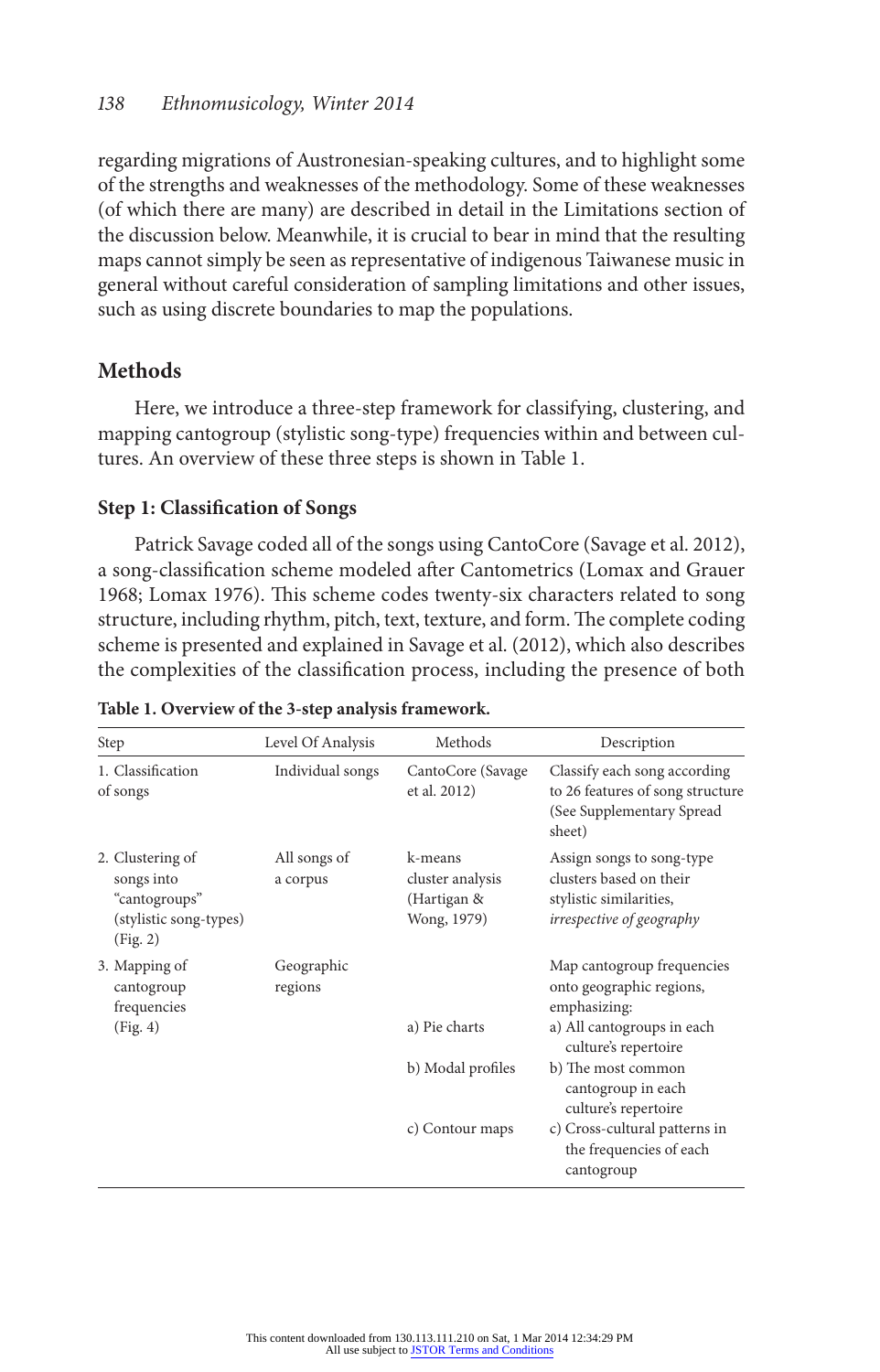regarding migrations of Austronesian-speaking cultures, and to highlight some of the strengths and weaknesses of the methodology. Some of these weaknesses (of which there are many) are described in detail in the Limitations section of the discussion below. Meanwhile, it is crucial to bear in mind that the resulting maps cannot simply be seen as representative of indigenous Taiwanese music in general without careful consideration of sampling limitations and other issues, such as using discrete boundaries to map the populations.

## Methods

Here, we introduce a three-step framework for classifying, clustering, and mapping cantogroup (stylistic song-type) frequencies within and between cultures. An overview of these three steps is shown in Table 1.

### Step 1: Classification of Songs

Patrick Savage coded all of the songs using CantoCore (Savage et al. 2012), a song-classification scheme modeled after Cantometrics (Lomax and Grauer 1968; Lomax 1976). This scheme codes twenty-six characters related to song structure, including rhythm, pitch, text, texture, and form. The complete coding scheme is presented and explained in Savage et al. (2012), which also describes the complexities of the classification process, including the presence of both

**Table 1. Overview of the 3-step analysis framework.**

| Step | Level Of Analysis | Methods | Description |
|---|---|---|---|
| 1. Classification of songs | Individual songs | CantoCore (Savage et al. 2012) | Classify each song according to 26 features of song structure (See Supplementary Spread sheet) |
| 2. Clustering of songs into "cantogroups" (stylistic song-types) (Fig. 2) | All songs of a corpus | k-means cluster analysis (Hartigan & Wong, 1979) | Assign songs to song-type clusters based on their stylistic similarities, *irrespective of geography* |
| 3. Mapping of cantogroup frequencies (Fig. 4) | Geographic regions | | Map cantogroup frequencies onto geographic regions, emphasizing: |
| | | a) Pie charts | a) All cantogroups in each culture's repertoire |
| | | b) Modal profiles | b) The most common cantogroup in each culture's repertoire |
| | | c) Contour maps | c) Cross-cultural patterns in the frequencies of each cantogroup |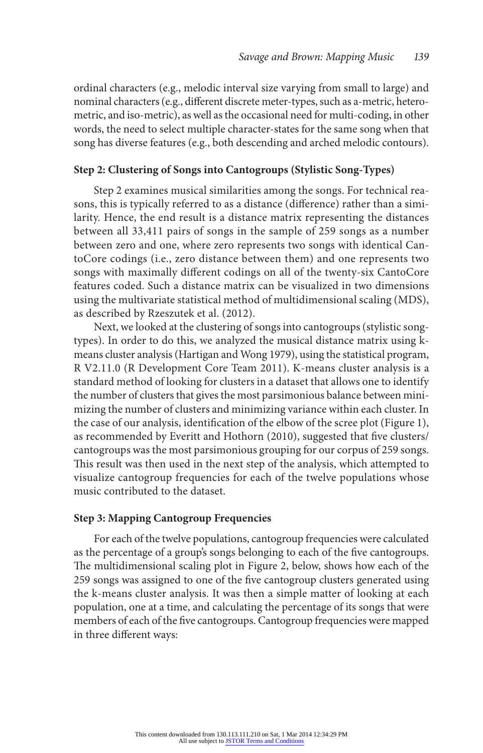ordinal characters (e.g., melodic interval size varying from small to large) and nominal characters (e.g., different discrete meter-types, such as a-metric, hetero-metric, and iso-metric), as well as the occasional need for multi-coding, in other words, the need to select multiple character-states for the same song when that song has diverse features (e.g., both descending and arched melodic contours).

### Step 2: Clustering of Songs into Cantogroups (Stylistic Song-Types)

Step 2 examines musical similarities among the songs. For technical reasons, this is typically referred to as a distance (difference) rather than a similarity. Hence, the end result is a distance matrix representing the distances between all 33,411 pairs of songs in the sample of 259 songs as a number between zero and one, where zero represents two songs with identical CantoCore codings (i.e., zero distance between them) and one represents two songs with maximally different codings on all of the twenty-six CantoCore features coded. Such a distance matrix can be visualized in two dimensions using the multivariate statistical method of multidimensional scaling (MDS), as described by Rzeszutek et al. (2012).

Next, we looked at the clustering of songs into cantogroups (stylistic song-types). In order to do this, we analyzed the musical distance matrix using k-means cluster analysis (Hartigan and Wong 1979), using the statistical program, R V2.11.0 (R Development Core Team 2011). K-means cluster analysis is a standard method of looking for clusters in a dataset that allows one to identify the number of clusters that gives the most parsimonious balance between minimizing the number of clusters and minimizing variance within each cluster. In the case of our analysis, identification of the elbow of the scree plot (Figure 1), as recommended by Everitt and Hothorn (2010), suggested that five clusters/cantogroups was the most parsimonious grouping for our corpus of 259 songs. This result was then used in the next step of the analysis, which attempted to visualize cantogroup frequencies for each of the twelve populations whose music contributed to the dataset.

### Step 3: Mapping Cantogroup Frequencies

For each of the twelve populations, cantogroup frequencies were calculated as the percentage of a group's songs belonging to each of the five cantogroups. The multidimensional scaling plot in Figure 2, below, shows how each of the 259 songs was assigned to one of the five cantogroup clusters generated using the k-means cluster analysis. It was then a simple matter of looking at each population, one at a time, and calculating the percentage of its songs that were members of each of the five cantogroups. Cantogroup frequencies were mapped in three different ways: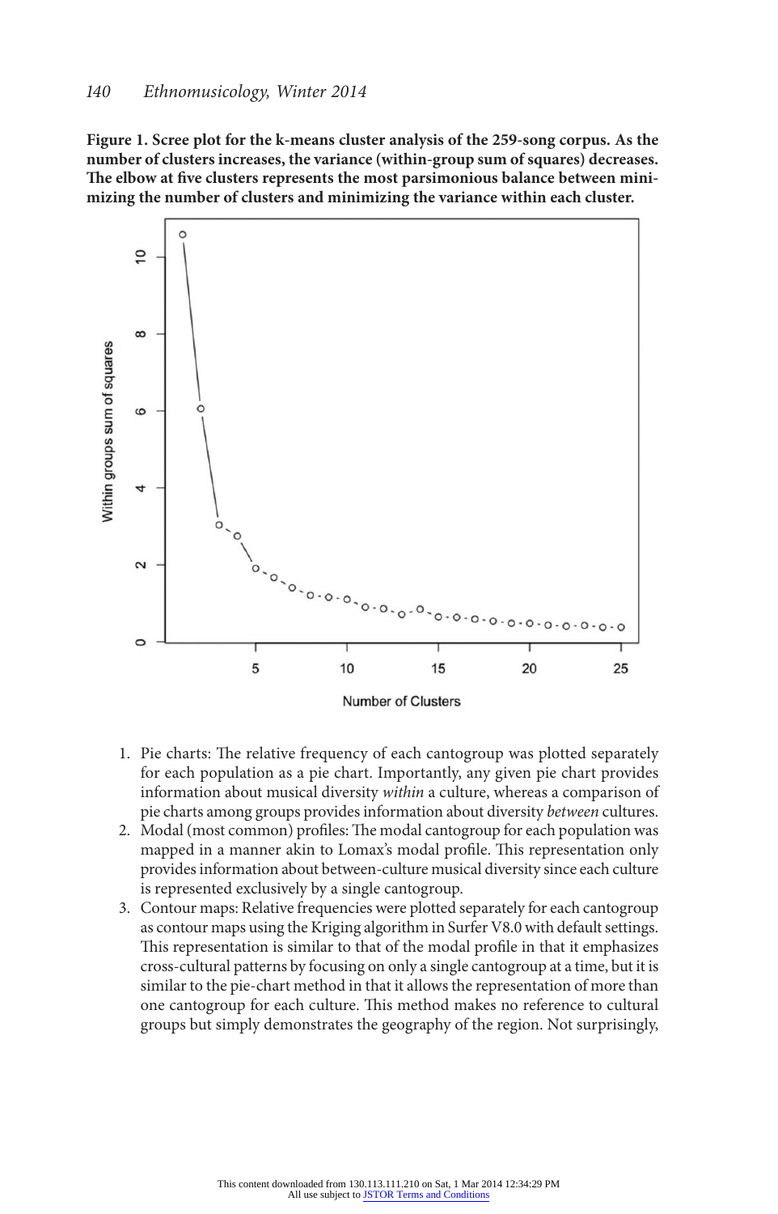**Figure 1. Scree plot for the k-means cluster analysis of the 259-song corpus. As the number of clusters increases, the variance (within-group sum of squares) decreases. The elbow at five clusters represents the most parsimonious balance between minimizing the number of clusters and minimizing the variance within each cluster.**

1. Pie charts: The relative frequency of each cantogroup was plotted separately for each population as a pie chart. Importantly, any given pie chart provides information about musical diversity *within* a culture, whereas a comparison of pie charts among groups provides information about diversity *between* cultures.
2. Modal (most common) profiles: The modal cantogroup for each population was mapped in a manner akin to Lomax's modal profile. This representation only provides information about between-culture musical diversity since each culture is represented exclusively by a single cantogroup.
3. Contour maps: Relative frequencies were plotted separately for each cantogroup as contour maps using the Kriging algorithm in Surfer V8.0 with default settings. This representation is similar to that of the modal profile in that it emphasizes cross-cultural patterns by focusing on only a single cantogroup at a time, but it is similar to the pie-chart method in that it allows the representation of more than one cantogroup for each culture. This method makes no reference to cultural groups but simply demonstrates the geography of the region. Not surprisingly,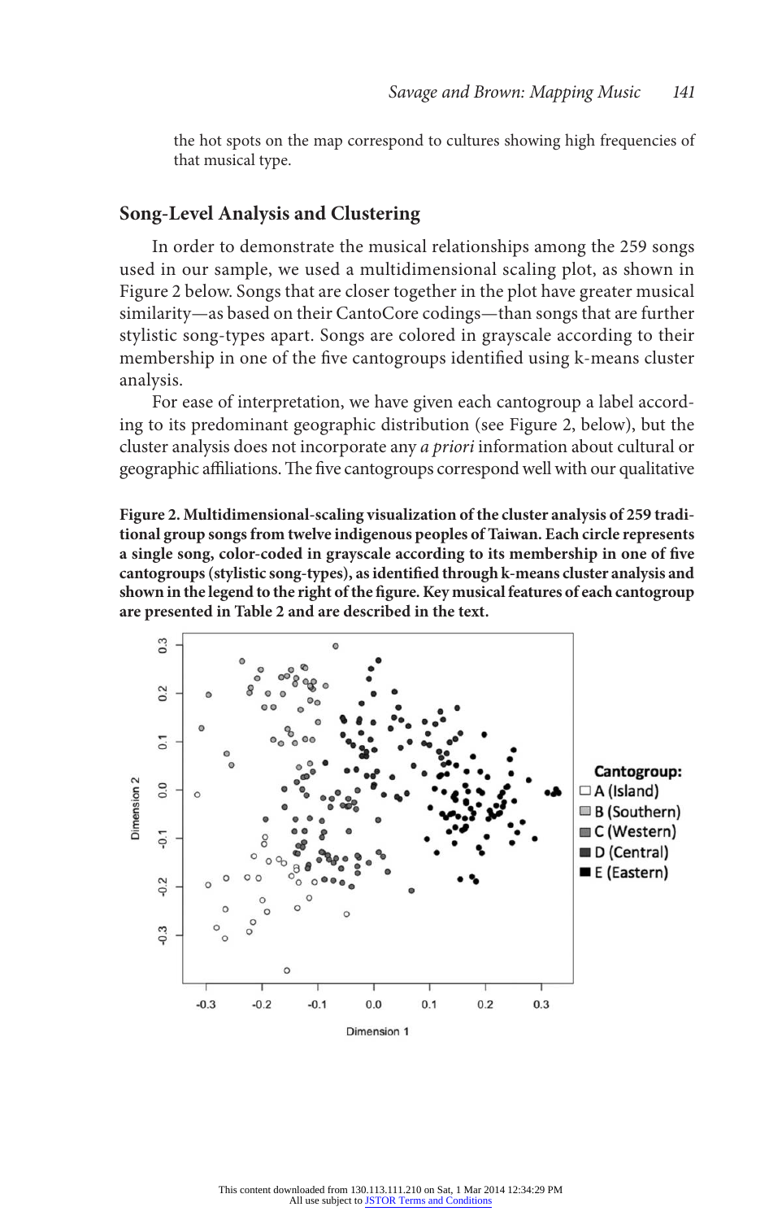the hot spots on the map correspond to cultures showing high frequencies of that musical type.

## Song-Level Analysis and Clustering

In order to demonstrate the musical relationships among the 259 songs used in our sample, we used a multidimensional scaling plot, as shown in Figure 2 below. Songs that are closer together in the plot have greater musical similarity—as based on their CantoCore codings—than songs that are further stylistic song-types apart. Songs are colored in grayscale according to their membership in one of the five cantogroups identified using k-means cluster analysis.

For ease of interpretation, we have given each cantogroup a label according to its predominant geographic distribution (see Figure 2, below), but the cluster analysis does not incorporate any *a priori* information about cultural or geographic affiliations. The five cantogroups correspond well with our qualitative

**Figure 2. Multidimensional-scaling visualization of the cluster analysis of 259 traditional group songs from twelve indigenous peoples of Taiwan. Each circle represents a single song, color-coded in grayscale according to its membership in one of five cantogroups (stylistic song-types), as identified through k-means cluster analysis and shown in the legend to the right of the figure. Key musical features of each cantogroup are presented in Table 2 and are described in the text.**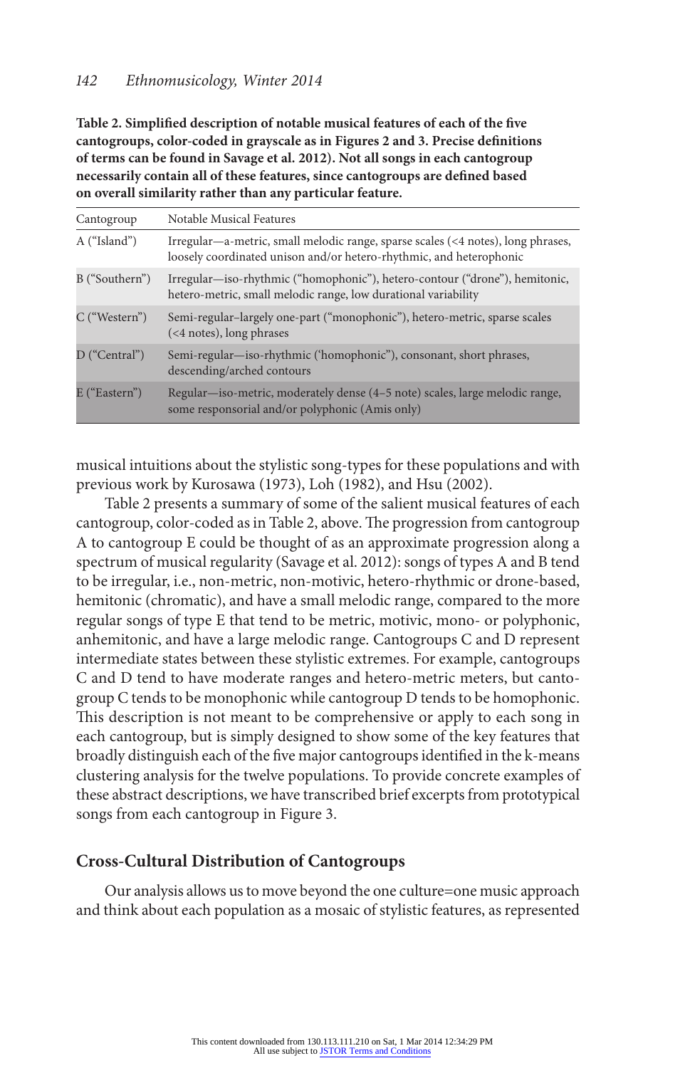**Table 2. Simplified description of notable musical features of each of the five cantogroups, color-coded in grayscale as in Figures 2 and 3. Precise definitions of terms can be found in Savage et al. 2012). Not all songs in each cantogroup necessarily contain all of these features, since cantogroups are defined based on overall similarity rather than any particular feature.**

| Cantogroup | Notable Musical Features |
|---|---|
| A ("Island") | Irregular—a-metric, small melodic range, sparse scales (<4 notes), long phrases, loosely coordinated unison and/or hetero-rhythmic, and heterophonic |
| B ("Southern") | Irregular—iso-rhythmic ("homophonic"), hetero-contour ("drone"), hemitonic, hetero-metric, small melodic range, low durational variability |
| C ("Western") | Semi-regular–largely one-part ("monophonic"), hetero-metric, sparse scales (<4 notes), long phrases |
| D ("Central") | Semi-regular—iso-rhythmic ('homophonic"), consonant, short phrases, descending/arched contours |
| E ("Eastern") | Regular—iso-metric, moderately dense (4–5 note) scales, large melodic range, some responsorial and/or polyphonic (Amis only) |

musical intuitions about the stylistic song-types for these populations and with previous work by Kurosawa (1973), Loh (1982), and Hsu (2002).

Table 2 presents a summary of some of the salient musical features of each cantogroup, color-coded as in Table 2, above. The progression from cantogroup A to cantogroup E could be thought of as an approximate progression along a spectrum of musical regularity (Savage et al. 2012): songs of types A and B tend to be irregular, i.e., non-metric, non-motivic, hetero-rhythmic or drone-based, hemitonic (chromatic), and have a small melodic range, compared to the more regular songs of type E that tend to be metric, motivic, mono- or polyphonic, anhemitonic, and have a large melodic range. Cantogroups C and D represent intermediate states between these stylistic extremes. For example, cantogroups C and D tend to have moderate ranges and hetero-metric meters, but cantogroup C tends to be monophonic while cantogroup D tends to be homophonic. This description is not meant to be comprehensive or apply to each song in each cantogroup, but is simply designed to show some of the key features that broadly distinguish each of the five major cantogroups identified in the k-means clustering analysis for the twelve populations. To provide concrete examples of these abstract descriptions, we have transcribed brief excerpts from prototypical songs from each cantogroup in Figure 3.

## Cross-Cultural Distribution of Cantogroups

Our analysis allows us to move beyond the one culture=one music approach and think about each population as a mosaic of stylistic features, as represented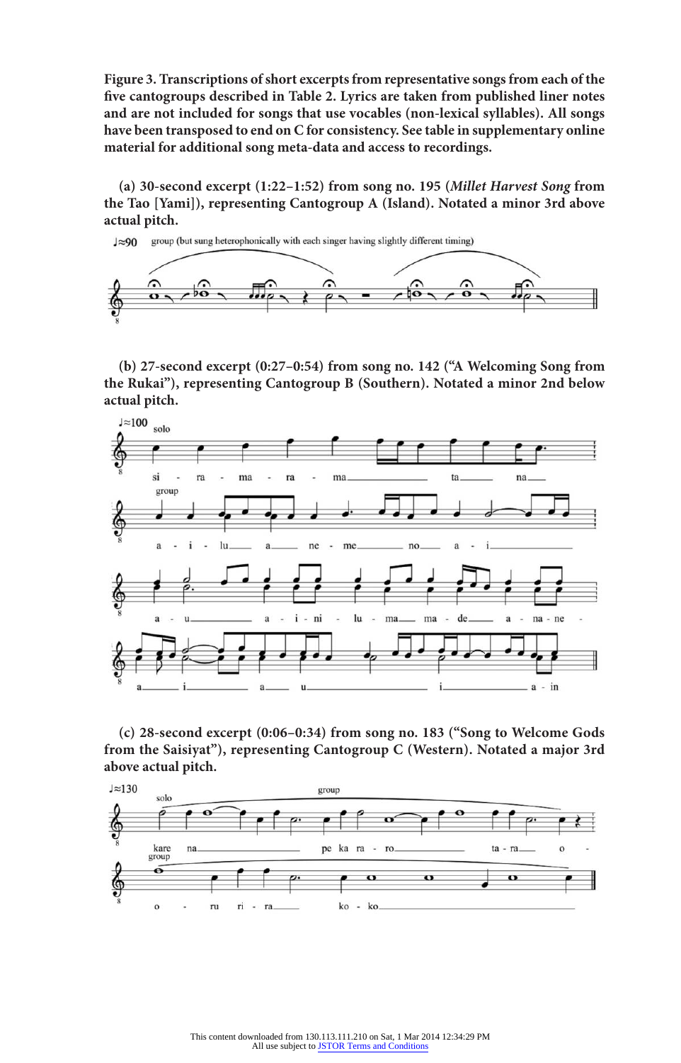**Figure 3. Transcriptions of short excerpts from representative songs from each of the five cantogroups described in Table 2. Lyrics are taken from published liner notes and are not included for songs that use vocables (non-lexical syllables). All songs have been transposed to end on C for consistency. See table in supplementary online material for additional song meta-data and access to recordings.**

**(a) 30-second excerpt (1:22–1:52) from song no. 195 (*Millet Harvest Song* from the Tao [Yami]), representing Cantogroup A (Island). Notated a minor 3rd above actual pitch.**

**(b) 27-second excerpt (0:27–0:54) from song no. 142 ("A Welcoming Song from the Rukai"), representing Cantogroup B (Southern). Notated a minor 2nd below actual pitch.**

**(c) 28-second excerpt (0:06–0:34) from song no. 183 ("Song to Welcome Gods from the Saisiyat"), representing Cantogroup C (Western). Notated a major 3rd above actual pitch.**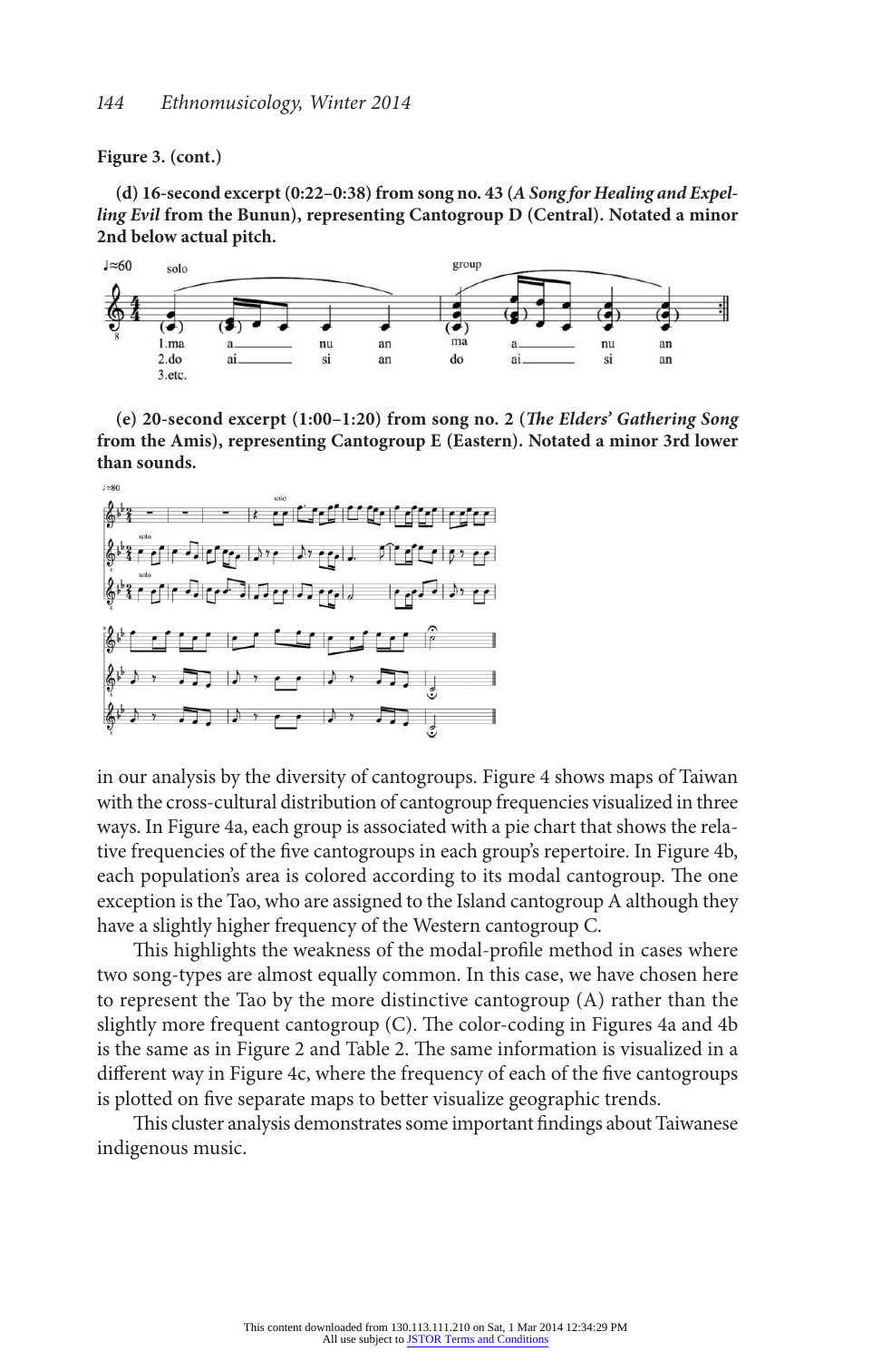**Figure 3. (cont.)**

**(d) 16-second excerpt (0:22–0:38) from song no. 43 (*A Song for Healing and Expelling Evil* from the Bunun), representing Cantogroup D (Central). Notated a minor 2nd below actual pitch.**

**(e) 20-second excerpt (1:00–1:20) from song no. 2 (*The Elders' Gathering Song* from the Amis), representing Cantogroup E (Eastern). Notated a minor 3rd lower than sounds.**

in our analysis by the diversity of cantogroups. Figure 4 shows maps of Taiwan with the cross-cultural distribution of cantogroup frequencies visualized in three ways. In Figure 4a, each group is associated with a pie chart that shows the relative frequencies of the five cantogroups in each group's repertoire. In Figure 4b, each population's area is colored according to its modal cantogroup. The one exception is the Tao, who are assigned to the Island cantogroup A although they have a slightly higher frequency of the Western cantogroup C.

This highlights the weakness of the modal-profile method in cases where two song-types are almost equally common. In this case, we have chosen here to represent the Tao by the more distinctive cantogroup (A) rather than the slightly more frequent cantogroup (C). The color-coding in Figures 4a and 4b is the same as in Figure 2 and Table 2. The same information is visualized in a different way in Figure 4c, where the frequency of each of the five cantogroups is plotted on five separate maps to better visualize geographic trends.

This cluster analysis demonstrates some important findings about Taiwanese indigenous music.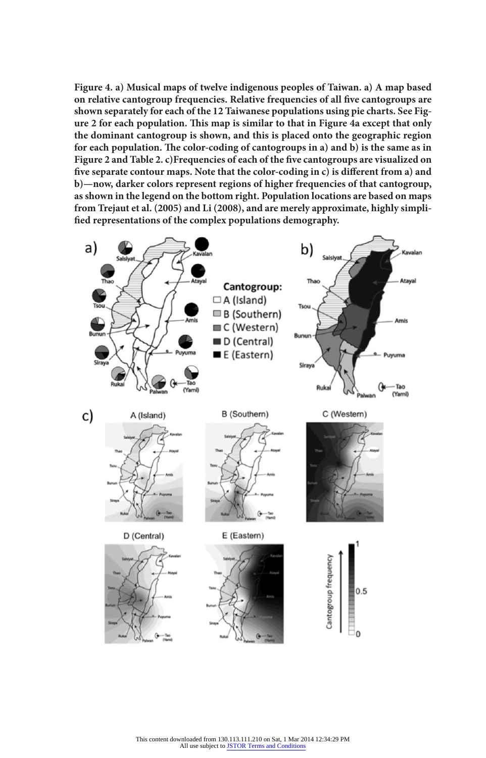**Figure 4. a) Musical maps of twelve indigenous peoples of Taiwan. a) A map based on relative cantogroup frequencies. Relative frequencies of all five cantogroups are shown separately for each of the 12 Taiwanese populations using pie charts. See Figure 2 for each population. This map is similar to that in Figure 4a except that only the dominant cantogroup is shown, and this is placed onto the geographic region for each population. The color-coding of cantogroups in a) and b) is the same as in Figure 2 and Table 2. c)Frequencies of each of the five cantogroups are visualized on five separate contour maps. Note that the color-coding in c) is different from a) and b)—now, darker colors represent regions of higher frequencies of that cantogroup, as shown in the legend on the bottom right. Population locations are based on maps from Trejaut et al. (2005) and Li (2008), and are merely approximate, highly simplified representations of the complex populations demography.**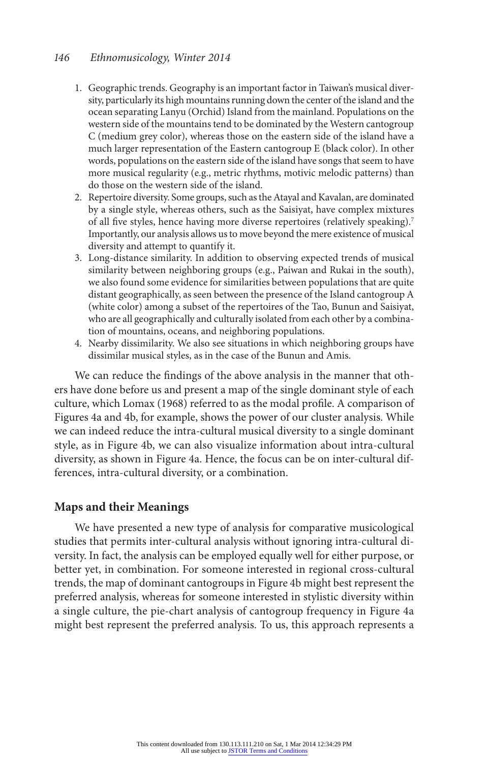1. Geographic trends. Geography is an important factor in Taiwan's musical diversity, particularly its high mountains running down the center of the island and the ocean separating Lanyu (Orchid) Island from the mainland. Populations on the western side of the mountains tend to be dominated by the Western cantogroup C (medium grey color), whereas those on the eastern side of the island have a much larger representation of the Eastern cantogroup E (black color). In other words, populations on the eastern side of the island have songs that seem to have more musical regularity (e.g., metric rhythms, motivic melodic patterns) than do those on the western side of the island.
2. Repertoire diversity. Some groups, such as the Atayal and Kavalan, are dominated by a single style, whereas others, such as the Saisiyat, have complex mixtures of all five styles, hence having more diverse repertoires (relatively speaking).[7] Importantly, our analysis allows us to move beyond the mere existence of musical diversity and attempt to quantify it.
3. Long-distance similarity. In addition to observing expected trends of musical similarity between neighboring groups (e.g., Paiwan and Rukai in the south), we also found some evidence for similarities between populations that are quite distant geographically, as seen between the presence of the Island cantogroup A (white color) among a subset of the repertoires of the Tao, Bunun and Saisiyat, who are all geographically and culturally isolated from each other by a combination of mountains, oceans, and neighboring populations.
4. Nearby dissimilarity. We also see situations in which neighboring groups have dissimilar musical styles, as in the case of the Bunun and Amis.

We can reduce the findings of the above analysis in the manner that others have done before us and present a map of the single dominant style of each culture, which Lomax (1968) referred to as the modal profile. A comparison of Figures 4a and 4b, for example, shows the power of our cluster analysis. While we can indeed reduce the intra-cultural musical diversity to a single dominant style, as in Figure 4b, we can also visualize information about intra-cultural diversity, as shown in Figure 4a. Hence, the focus can be on inter-cultural differences, intra-cultural diversity, or a combination.

## Maps and their Meanings

We have presented a new type of analysis for comparative musicological studies that permits inter-cultural analysis without ignoring intra-cultural diversity. In fact, the analysis can be employed equally well for either purpose, or better yet, in combination. For someone interested in regional cross-cultural trends, the map of dominant cantogroups in Figure 4b might best represent the preferred analysis, whereas for someone interested in stylistic diversity within a single culture, the pie-chart analysis of cantogroup frequency in Figure 4a might best represent the preferred analysis. To us, this approach represents a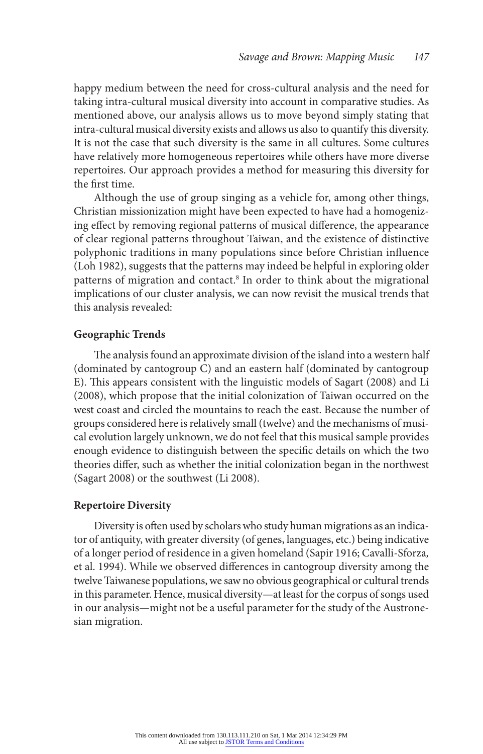happy medium between the need for cross-cultural analysis and the need for taking intra-cultural musical diversity into account in comparative studies. As mentioned above, our analysis allows us to move beyond simply stating that intra-cultural musical diversity exists and allows us also to quantify this diversity. It is not the case that such diversity is the same in all cultures. Some cultures have relatively more homogeneous repertoires while others have more diverse repertoires. Our approach provides a method for measuring this diversity for the first time.

Although the use of group singing as a vehicle for, among other things, Christian missionization might have been expected to have had a homogenizing effect by removing regional patterns of musical difference, the appearance of clear regional patterns throughout Taiwan, and the existence of distinctive polyphonic traditions in many populations since before Christian influence (Loh 1982), suggests that the patterns may indeed be helpful in exploring older patterns of migration and contact.[8] In order to think about the migrational implications of our cluster analysis, we can now revisit the musical trends that this analysis revealed:

### Geographic Trends

The analysis found an approximate division of the island into a western half (dominated by cantogroup C) and an eastern half (dominated by cantogroup E). This appears consistent with the linguistic models of Sagart (2008) and Li (2008), which propose that the initial colonization of Taiwan occurred on the west coast and circled the mountains to reach the east. Because the number of groups considered here is relatively small (twelve) and the mechanisms of musical evolution largely unknown, we do not feel that this musical sample provides enough evidence to distinguish between the specific details on which the two theories differ, such as whether the initial colonization began in the northwest (Sagart 2008) or the southwest (Li 2008).

### Repertoire Diversity

Diversity is often used by scholars who study human migrations as an indicator of antiquity, with greater diversity (of genes, languages, etc.) being indicative of a longer period of residence in a given homeland (Sapir 1916; Cavalli-Sforza, et al. 1994). While we observed differences in cantogroup diversity among the twelve Taiwanese populations, we saw no obvious geographical or cultural trends in this parameter. Hence, musical diversity—at least for the corpus of songs used in our analysis—might not be a useful parameter for the study of the Austronesian migration.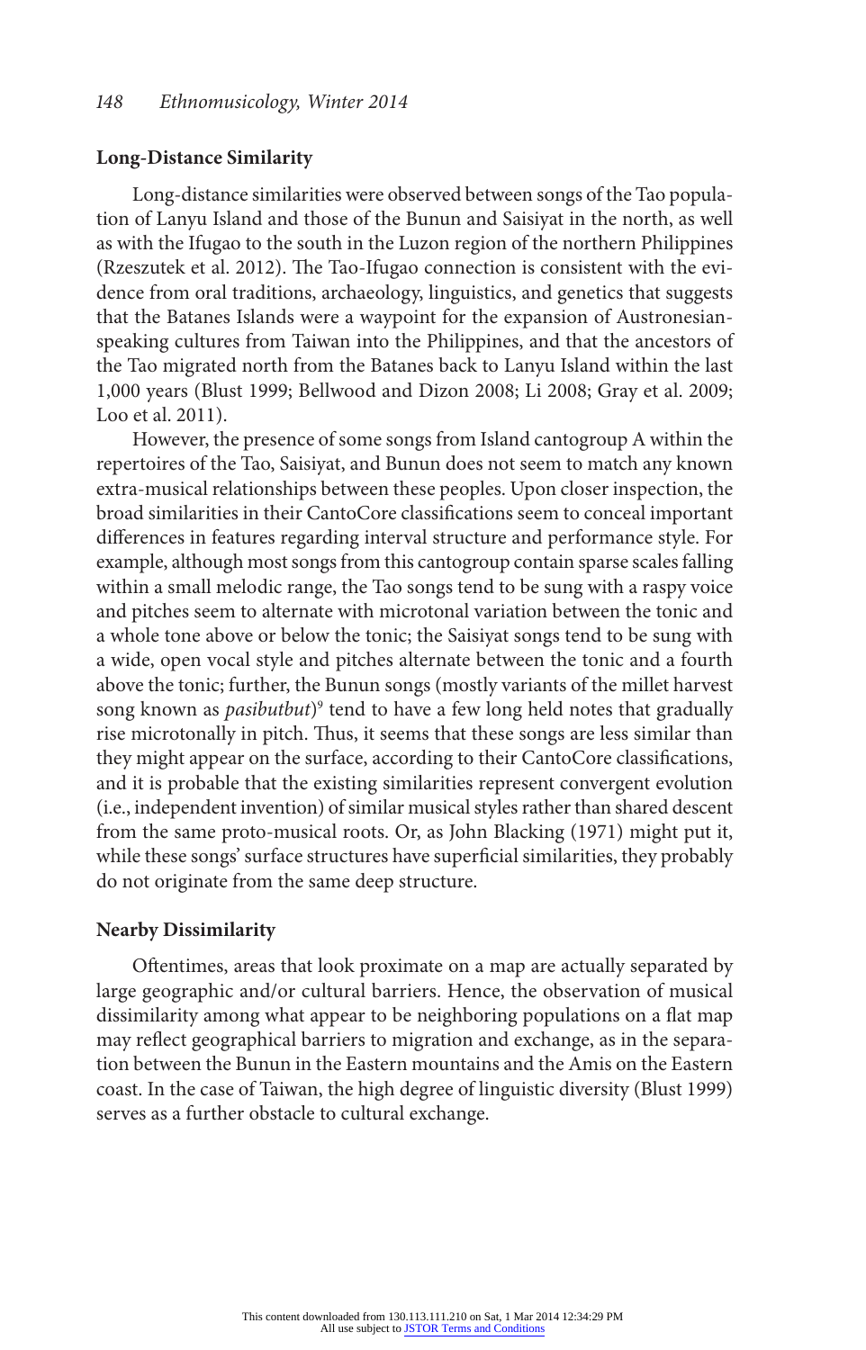## Long-Distance Similarity

Long-distance similarities were observed between songs of the Tao population of Lanyu Island and those of the Bunun and Saisiyat in the north, as well as with the Ifugao to the south in the Luzon region of the northern Philippines (Rzeszutek et al. 2012). The Tao-Ifugao connection is consistent with the evidence from oral traditions, archaeology, linguistics, and genetics that suggests that the Batanes Islands were a waypoint for the expansion of Austronesian-speaking cultures from Taiwan into the Philippines, and that the ancestors of the Tao migrated north from the Batanes back to Lanyu Island within the last 1,000 years (Blust 1999; Bellwood and Dizon 2008; Li 2008; Gray et al. 2009; Loo et al. 2011).

However, the presence of some songs from Island cantogroup A within the repertoires of the Tao, Saisiyat, and Bunun does not seem to match any known extra-musical relationships between these peoples. Upon closer inspection, the broad similarities in their CantoCore classifications seem to conceal important differences in features regarding interval structure and performance style. For example, although most songs from this cantogroup contain sparse scales falling within a small melodic range, the Tao songs tend to be sung with a raspy voice and pitches seem to alternate with microtonal variation between the tonic and a whole tone above or below the tonic; the Saisiyat songs tend to be sung with a wide, open vocal style and pitches alternate between the tonic and a fourth above the tonic; further, the Bunun songs (mostly variants of the millet harvest song known as *pasibutbut*)[9] tend to have a few long held notes that gradually rise microtonally in pitch. Thus, it seems that these songs are less similar than they might appear on the surface, according to their CantoCore classifications, and it is probable that the existing similarities represent convergent evolution (i.e., independent invention) of similar musical styles rather than shared descent from the same proto-musical roots. Or, as John Blacking (1971) might put it, while these songs' surface structures have superficial similarities, they probably do not originate from the same deep structure.

## Nearby Dissimilarity

Oftentimes, areas that look proximate on a map are actually separated by large geographic and/or cultural barriers. Hence, the observation of musical dissimilarity among what appear to be neighboring populations on a flat map may reflect geographical barriers to migration and exchange, as in the separation between the Bunun in the Eastern mountains and the Amis on the Eastern coast. In the case of Taiwan, the high degree of linguistic diversity (Blust 1999) serves as a further obstacle to cultural exchange.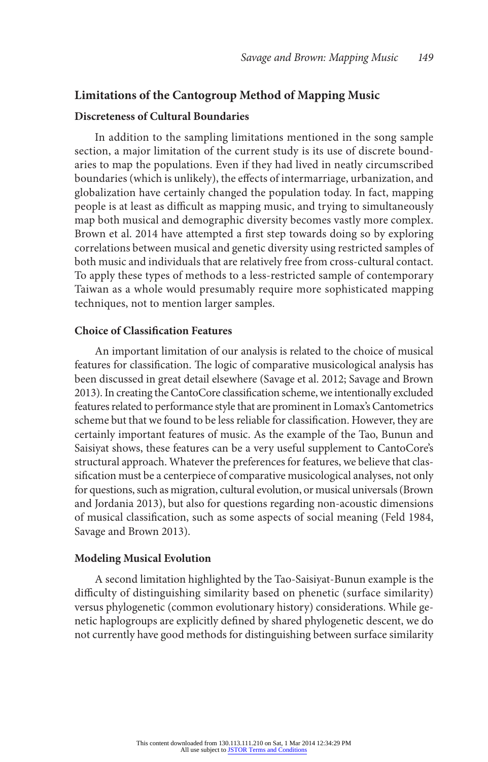## Limitations of the Cantogroup Method of Mapping Music

### Discreteness of Cultural Boundaries

In addition to the sampling limitations mentioned in the song sample section, a major limitation of the current study is its use of discrete boundaries to map the populations. Even if they had lived in neatly circumscribed boundaries (which is unlikely), the effects of intermarriage, urbanization, and globalization have certainly changed the population today. In fact, mapping people is at least as difficult as mapping music, and trying to simultaneously map both musical and demographic diversity becomes vastly more complex. Brown et al. 2014 have attempted a first step towards doing so by exploring correlations between musical and genetic diversity using restricted samples of both music and individuals that are relatively free from cross-cultural contact. To apply these types of methods to a less-restricted sample of contemporary Taiwan as a whole would presumably require more sophisticated mapping techniques, not to mention larger samples.

### Choice of Classification Features

An important limitation of our analysis is related to the choice of musical features for classification. The logic of comparative musicological analysis has been discussed in great detail elsewhere (Savage et al. 2012; Savage and Brown 2013). In creating the CantoCore classification scheme, we intentionally excluded features related to performance style that are prominent in Lomax's Cantometrics scheme but that we found to be less reliable for classification. However, they are certainly important features of music. As the example of the Tao, Bunun and Saisiyat shows, these features can be a very useful supplement to CantoCore's structural approach. Whatever the preferences for features, we believe that classification must be a centerpiece of comparative musicological analyses, not only for questions, such as migration, cultural evolution, or musical universals (Brown and Jordania 2013), but also for questions regarding non-acoustic dimensions of musical classification, such as some aspects of social meaning (Feld 1984, Savage and Brown 2013).

### Modeling Musical Evolution

A second limitation highlighted by the Tao-Saisiyat-Bunun example is the difficulty of distinguishing similarity based on phenetic (surface similarity) versus phylogenetic (common evolutionary history) considerations. While genetic haplogroups are explicitly defined by shared phylogenetic descent, we do not currently have good methods for distinguishing between surface similarity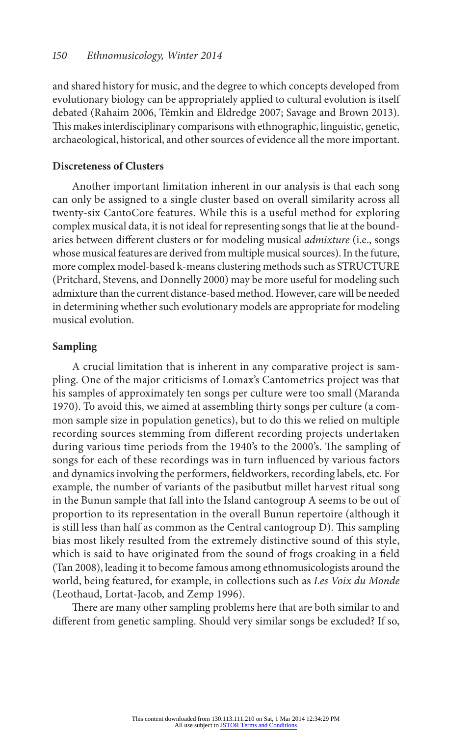and shared history for music, and the degree to which concepts developed from evolutionary biology can be appropriately applied to cultural evolution is itself debated (Rahaim 2006, Tëmkin and Eldredge 2007; Savage and Brown 2013). This makes interdisciplinary comparisons with ethnographic, linguistic, genetic, archaeological, historical, and other sources of evidence all the more important.

### Discreteness of Clusters

Another important limitation inherent in our analysis is that each song can only be assigned to a single cluster based on overall similarity across all twenty-six CantoCore features. While this is a useful method for exploring complex musical data, it is not ideal for representing songs that lie at the boundaries between different clusters or for modeling musical *admixture* (i.e., songs whose musical features are derived from multiple musical sources). In the future, more complex model-based k-means clustering methods such as STRUCTURE (Pritchard, Stevens, and Donnelly 2000) may be more useful for modeling such admixture than the current distance-based method. However, care will be needed in determining whether such evolutionary models are appropriate for modeling musical evolution.

### Sampling

A crucial limitation that is inherent in any comparative project is sampling. One of the major criticisms of Lomax's Cantometrics project was that his samples of approximately ten songs per culture were too small (Maranda 1970). To avoid this, we aimed at assembling thirty songs per culture (a common sample size in population genetics), but to do this we relied on multiple recording sources stemming from different recording projects undertaken during various time periods from the 1940's to the 2000's. The sampling of songs for each of these recordings was in turn influenced by various factors and dynamics involving the performers, fieldworkers, recording labels, etc. For example, the number of variants of the pasibutbut millet harvest ritual song in the Bunun sample that fall into the Island cantogroup A seems to be out of proportion to its representation in the overall Bunun repertoire (although it is still less than half as common as the Central cantogroup D). This sampling bias most likely resulted from the extremely distinctive sound of this style, which is said to have originated from the sound of frogs croaking in a field (Tan 2008), leading it to become famous among ethnomusicologists around the world, being featured, for example, in collections such as *Les Voix du Monde* (Leothaud, Lortat-Jacob, and Zemp 1996).

There are many other sampling problems here that are both similar to and different from genetic sampling. Should very similar songs be excluded? If so,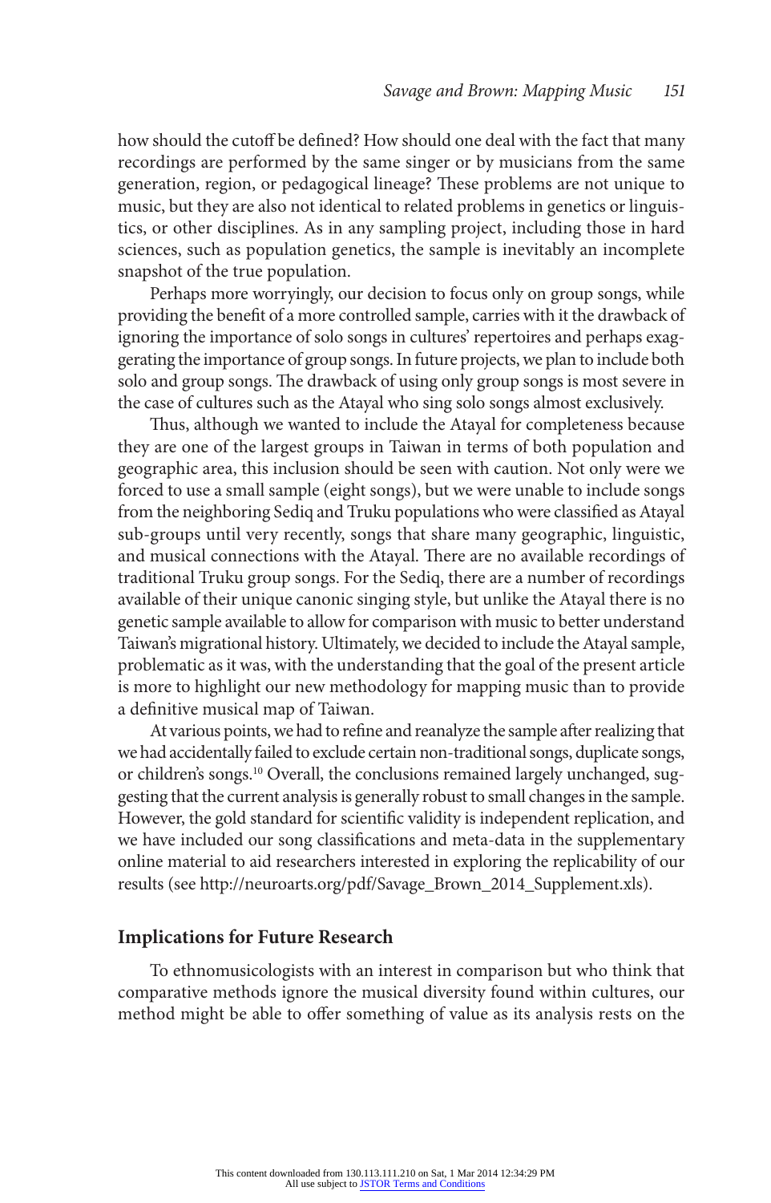how should the cutoff be defined? How should one deal with the fact that many recordings are performed by the same singer or by musicians from the same generation, region, or pedagogical lineage? These problems are not unique to music, but they are also not identical to related problems in genetics or linguistics, or other disciplines. As in any sampling project, including those in hard sciences, such as population genetics, the sample is inevitably an incomplete snapshot of the true population.

Perhaps more worryingly, our decision to focus only on group songs, while providing the benefit of a more controlled sample, carries with it the drawback of ignoring the importance of solo songs in cultures' repertoires and perhaps exaggerating the importance of group songs. In future projects, we plan to include both solo and group songs. The drawback of using only group songs is most severe in the case of cultures such as the Atayal who sing solo songs almost exclusively.

Thus, although we wanted to include the Atayal for completeness because they are one of the largest groups in Taiwan in terms of both population and geographic area, this inclusion should be seen with caution. Not only were we forced to use a small sample (eight songs), but we were unable to include songs from the neighboring Sediq and Truku populations who were classified as Atayal sub-groups until very recently, songs that share many geographic, linguistic, and musical connections with the Atayal. There are no available recordings of traditional Truku group songs. For the Sediq, there are a number of recordings available of their unique canonic singing style, but unlike the Atayal there is no genetic sample available to allow for comparison with music to better understand Taiwan's migrational history. Ultimately, we decided to include the Atayal sample, problematic as it was, with the understanding that the goal of the present article is more to highlight our new methodology for mapping music than to provide a definitive musical map of Taiwan.

At various points, we had to refine and reanalyze the sample after realizing that we had accidentally failed to exclude certain non-traditional songs, duplicate songs, or children's songs.[10] Overall, the conclusions remained largely unchanged, suggesting that the current analysis is generally robust to small changes in the sample. However, the gold standard for scientific validity is independent replication, and we have included our song classifications and meta-data in the supplementary online material to aid researchers interested in exploring the replicability of our results (see http://neuroarts.org/pdf/Savage_Brown_2014_Supplement.xls).

## Implications for Future Research

To ethnomusicologists with an interest in comparison but who think that comparative methods ignore the musical diversity found within cultures, our method might be able to offer something of value as its analysis rests on the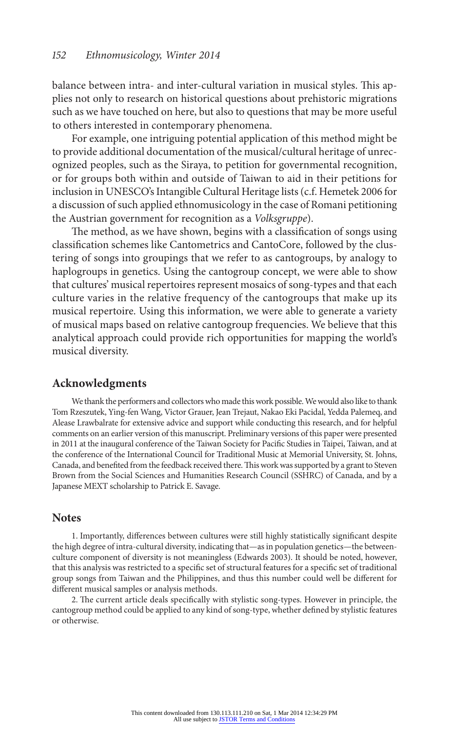balance between intra- and inter-cultural variation in musical styles. This applies not only to research on historical questions about prehistoric migrations such as we have touched on here, but also to questions that may be more useful to others interested in contemporary phenomena.

For example, one intriguing potential application of this method might be to provide additional documentation of the musical/cultural heritage of unrecognized peoples, such as the Siraya, to petition for governmental recognition, or for groups both within and outside of Taiwan to aid in their petitions for inclusion in UNESCO's Intangible Cultural Heritage lists (c.f. Hemetek 2006 for a discussion of such applied ethnomusicology in the case of Romani petitioning the Austrian government for recognition as a *Volksgruppe*).

The method, as we have shown, begins with a classification of songs using classification schemes like Cantometrics and CantoCore, followed by the clustering of songs into groupings that we refer to as cantogroups, by analogy to haplogroups in genetics. Using the cantogroup concept, we were able to show that cultures' musical repertoires represent mosaics of song-types and that each culture varies in the relative frequency of the cantogroups that make up its musical repertoire. Using this information, we were able to generate a variety of musical maps based on relative cantogroup frequencies. We believe that this analytical approach could provide rich opportunities for mapping the world's musical diversity.

## Acknowledgments

We thank the performers and collectors who made this work possible. We would also like to thank Tom Rzeszutek, Ying-fen Wang, Victor Grauer, Jean Trejaut, Nakao Eki Pacidal, Yedda Palemeq, and Alease Lrawbalrate for extensive advice and support while conducting this research, and for helpful comments on an earlier version of this manuscript. Preliminary versions of this paper were presented in 2011 at the inaugural conference of the Taiwan Society for Pacific Studies in Taipei, Taiwan, and at the conference of the International Council for Traditional Music at Memorial University, St. Johns, Canada, and benefited from the feedback received there. This work was supported by a grant to Steven Brown from the Social Sciences and Humanities Research Council (SSHRC) of Canada, and by a Japanese MEXT scholarship to Patrick E. Savage.

## Notes

1. Importantly, differences between cultures were still highly statistically significant despite the high degree of intra-cultural diversity, indicating that—as in population genetics—the between-culture component of diversity is not meaningless (Edwards 2003). It should be noted, however, that this analysis was restricted to a specific set of structural features for a specific set of traditional group songs from Taiwan and the Philippines, and thus this number could well be different for different musical samples or analysis methods.

2. The current article deals specifically with stylistic song-types. However in principle, the cantogroup method could be applied to any kind of song-type, whether defined by stylistic features or otherwise.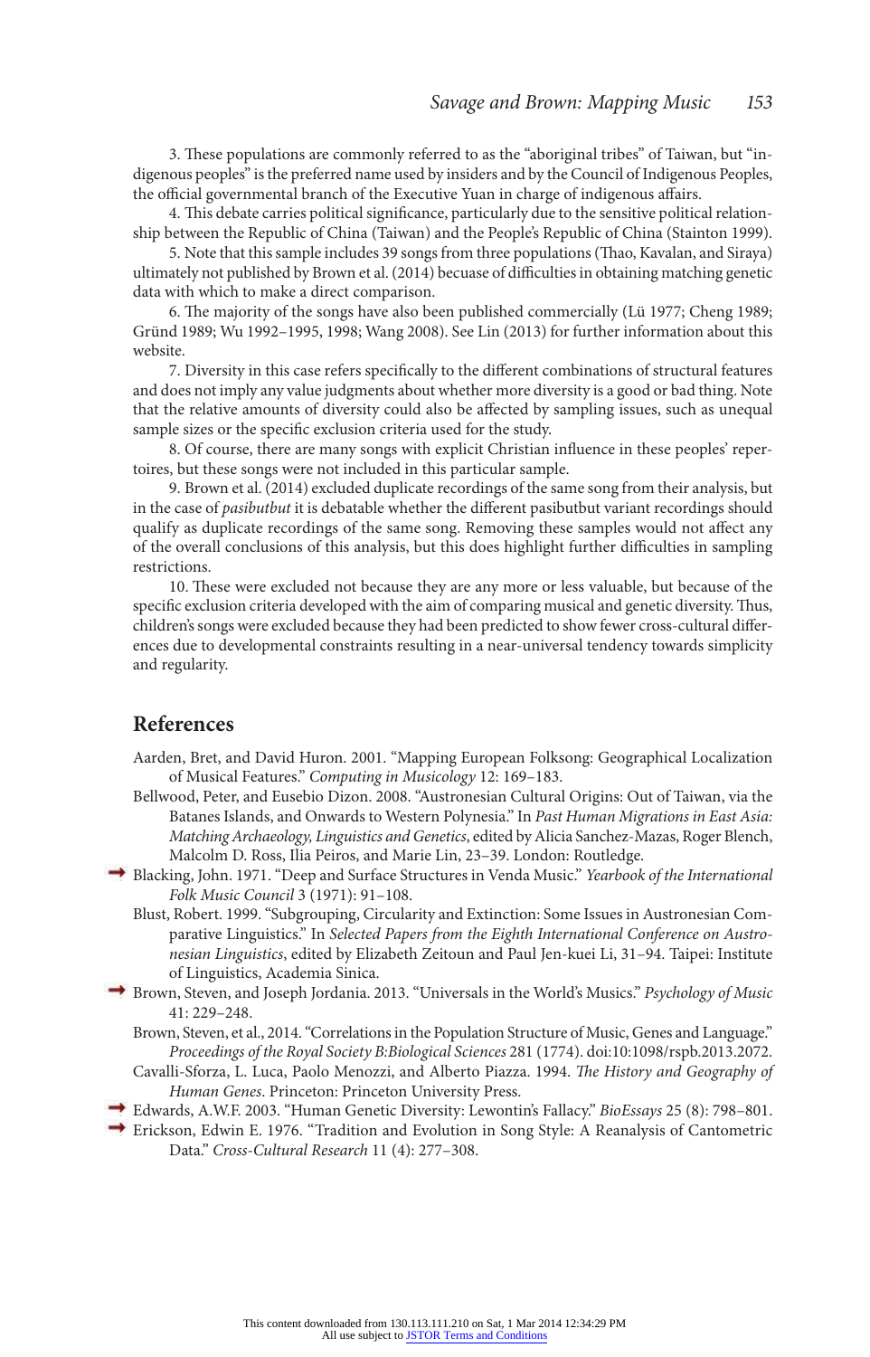3. These populations are commonly referred to as the "aboriginal tribes" of Taiwan, but "indigenous peoples" is the preferred name used by insiders and by the Council of Indigenous Peoples, the official governmental branch of the Executive Yuan in charge of indigenous affairs.

4. This debate carries political significance, particularly due to the sensitive political relationship between the Republic of China (Taiwan) and the People's Republic of China (Stainton 1999).

5. Note that this sample includes 39 songs from three populations (Thao, Kavalan, and Siraya) ultimately not published by Brown et al. (2014) becuase of difficulties in obtaining matching genetic data with which to make a direct comparison.

6. The majority of the songs have also been published commercially (Lü 1977; Cheng 1989; Gründ 1989; Wu 1992–1995, 1998; Wang 2008). See Lin (2013) for further information about this website.

7. Diversity in this case refers specifically to the different combinations of structural features and does not imply any value judgments about whether more diversity is a good or bad thing. Note that the relative amounts of diversity could also be affected by sampling issues, such as unequal sample sizes or the specific exclusion criteria used for the study.

8. Of course, there are many songs with explicit Christian influence in these peoples' repertoires, but these songs were not included in this particular sample.

9. Brown et al. (2014) excluded duplicate recordings of the same song from their analysis, but in the case of *pasibutbut* it is debatable whether the different pasibutbut variant recordings should qualify as duplicate recordings of the same song. Removing these samples would not affect any of the overall conclusions of this analysis, but this does highlight further difficulties in sampling restrictions.

10. These were excluded not because they are any more or less valuable, but because of the specific exclusion criteria developed with the aim of comparing musical and genetic diversity. Thus, children's songs were excluded because they had been predicted to show fewer cross-cultural differences due to developmental constraints resulting in a near-universal tendency towards simplicity and regularity.

## References

Aarden, Bret, and David Huron. 2001. "Mapping European Folksong: Geographical Localization of Musical Features." *Computing in Musicology* 12: 169–183.

Bellwood, Peter, and Eusebio Dizon. 2008. "Austronesian Cultural Origins: Out of Taiwan, via the Batanes Islands, and Onwards to Western Polynesia." In *Past Human Migrations in East Asia: Matching Archaeology, Linguistics and Genetics*, edited by Alicia Sanchez-Mazas, Roger Blench, Malcolm D. Ross, Ilia Peiros, and Marie Lin, 23–39. London: Routledge.

Blacking, John. 1971. "Deep and Surface Structures in Venda Music." *Yearbook of the International Folk Music Council* 3 (1971): 91–108.

Blust, Robert. 1999. "Subgrouping, Circularity and Extinction: Some Issues in Austronesian Comparative Linguistics." In *Selected Papers from the Eighth International Conference on Austronesian Linguistics*, edited by Elizabeth Zeitoun and Paul Jen-kuei Li, 31–94. Taipei: Institute of Linguistics, Academia Sinica.

Brown, Steven, and Joseph Jordania. 2013. "Universals in the World's Musics." *Psychology of Music* 41: 229–248.

Brown, Steven, et al., 2014. "Correlations in the Population Structure of Music, Genes and Language." *Proceedings of the Royal Society B:Biological Sciences* 281 (1774). doi:10:1098/rspb.2013.2072.

Cavalli-Sforza, L. Luca, Paolo Menozzi, and Alberto Piazza. 1994. *The History and Geography of Human Genes*. Princeton: Princeton University Press.

Edwards, A.W.F. 2003. "Human Genetic Diversity: Lewontin's Fallacy." *BioEssays* 25 (8): 798–801.

Erickson, Edwin E. 1976. "Tradition and Evolution in Song Style: A Reanalysis of Cantometric Data." *Cross-Cultural Research* 11 (4): 277–308.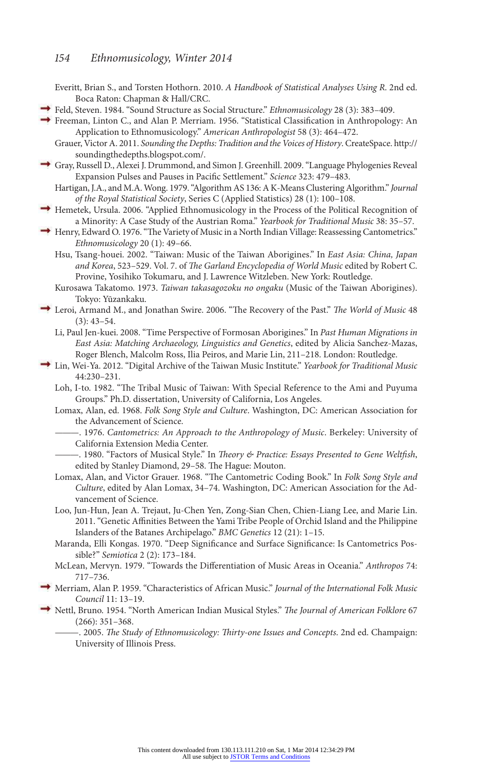Everitt, Brian S., and Torsten Hothorn. 2010. *A Handbook of Statistical Analyses Using R*. 2nd ed. Boca Raton: Chapman & Hall/CRC.

Feld, Steven. 1984. "Sound Structure as Social Structure." *Ethnomusicology* 28 (3): 383–409.

Freeman, Linton C., and Alan P. Merriam. 1956. "Statistical Classification in Anthropology: An Application to Ethnomusicology." *American Anthropologist* 58 (3): 464–472.

Grauer, Victor A. 2011. *Sounding the Depths: Tradition and the Voices of History*. CreateSpace. http://soundingthedepths.blogspot.com/.

Gray, Russell D., Alexei J. Drummond, and Simon J. Greenhill. 2009. "Language Phylogenies Reveal Expansion Pulses and Pauses in Pacific Settlement." *Science* 323: 479–483.

Hartigan, J.A., and M.A. Wong. 1979. "Algorithm AS 136: A K-Means Clustering Algorithm." *Journal of the Royal Statistical Society*, Series C (Applied Statistics) 28 (1): 100–108.

Hemetek, Ursula. 2006. "Applied Ethnomusicology in the Process of the Political Recognition of a Minority: A Case Study of the Austrian Roma." *Yearbook for Traditional Music* 38: 35–57.

Henry, Edward O. 1976. "The Variety of Music in a North Indian Village: Reassessing Cantometrics." *Ethnomusicology* 20 (1): 49–66.

Hsu, Tsang-houei. 2002. "Taiwan: Music of the Taiwan Aborigines." In *East Asia: China, Japan and Korea*, 523–529. Vol. 7. of *The Garland Encyclopedia of World Music* edited by Robert C. Provine, Yosihiko Tokumaru, and J. Lawrence Witzleben. New York: Routledge.

Kurosawa Takatomo. 1973. *Taiwan takasagozoku no ongaku* (Music of the Taiwan Aborigines). Tokyo: Yūzankaku.

Leroi, Armand M., and Jonathan Swire. 2006. "The Recovery of the Past." *The World of Music* 48 (3): 43–54.

Li, Paul Jen-kuei. 2008. "Time Perspective of Formosan Aborigines." In *Past Human Migrations in East Asia: Matching Archaeology, Linguistics and Genetics*, edited by Alicia Sanchez-Mazas, Roger Blench, Malcolm Ross, Ilia Peiros, and Marie Lin, 211–218. London: Routledge.

Lin, Wei-Ya. 2012. "Digital Archive of the Taiwan Music Institute." *Yearbook for Traditional Music* 44:230–231.

Loh, I-to. 1982. "The Tribal Music of Taiwan: With Special Reference to the Ami and Puyuma Groups." Ph.D. dissertation, University of California, Los Angeles.

Lomax, Alan, ed. 1968. *Folk Song Style and Culture*. Washington, DC: American Association for the Advancement of Science.

———. 1976. *Cantometrics: An Approach to the Anthropology of Music*. Berkeley: University of California Extension Media Center.

———. 1980. "Factors of Musical Style." In *Theory & Practice: Essays Presented to Gene Weltfish*, edited by Stanley Diamond, 29–58. The Hague: Mouton.

Lomax, Alan, and Victor Grauer. 1968. "The Cantometric Coding Book." In *Folk Song Style and Culture*, edited by Alan Lomax, 34–74. Washington, DC: American Association for the Advancement of Science.

Loo, Jun-Hun, Jean A. Trejaut, Ju-Chen Yen, Zong-Sian Chen, Chien-Liang Lee, and Marie Lin. 2011. "Genetic Affinities Between the Yami Tribe People of Orchid Island and the Philippine Islanders of the Batanes Archipelago." *BMC Genetics* 12 (21): 1–15.

Maranda, Elli Kongas. 1970. "Deep Significance and Surface Significance: Is Cantometrics Possible?" *Semiotica* 2 (2): 173–184.

McLean, Mervyn. 1979. "Towards the Differentiation of Music Areas in Oceania." *Anthropos* 74: 717–736.

Merriam, Alan P. 1959. "Characteristics of African Music." *Journal of the International Folk Music Council* 11: 13–19.

Nettl, Bruno. 1954. "North American Indian Musical Styles." *The Journal of American Folklore* 67 (266): 351–368.

———. 2005. *The Study of Ethnomusicology: Thirty-one Issues and Concepts*. 2nd ed. Champaign: University of Illinois Press.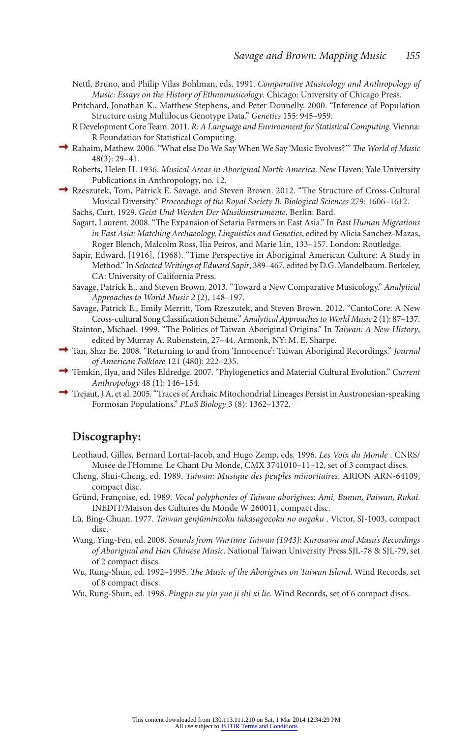Nettl, Bruno, and Philip Vilas Bohlman, eds. 1991. *Comparative Musicology and Anthropology of Music: Essays on the History of Ethnomusicology*. Chicago: University of Chicago Press.

Pritchard, Jonathan K., Matthew Stephens, and Peter Donnelly. 2000. "Inference of Population Structure using Multilocus Genotype Data." *Genetics* 155: 945–959.

R Development Core Team. 2011. *R: A Language and Environment for Statistical Computing*. Vienna: R Foundation for Statistical Computing.

Rahaim, Mathew. 2006. "What else Do We Say When We Say 'Music Evolves?'" *The World of Music* 48(3): 29–41.

Roberts, Helen H. 1936. *Musical Areas in Aboriginal North America*. New Haven: Yale University Publications in Anthropology, no. 12.

Rzeszutek, Tom, Patrick E. Savage, and Steven Brown. 2012. "The Structure of Cross-Cultural Musical Diversity." *Proceedings of the Royal Society B: Biological Sciences* 279: 1606–1612.

Sachs, Curt. 1929. *Geist Und Werden Der Musikinstrumente*. Berlin: Bard.

Sagart, Laurent. 2008. "The Expansion of Setaria Farmers in East Asia." In *Past Human Migrations in East Asia: Matching Archaeology, Linguistics and Genetics*, edited by Alicia Sanchez-Mazas, Roger Blench, Malcolm Ross, Ilia Peiros, and Marie Lin, 133–157. London: Routledge.

Sapir, Edward. [1916], (1968). "Time Perspective in Aboriginal American Culture: A Study in Method." In *Selected Writings of Edward Sapir*, 389–467, edited by D.G. Mandelbaum. Berkeley, CA: University of California Press.

Savage, Patrick E., and Steven Brown. 2013. "Toward a New Comparative Musicology." *Analytical Approaches to World Music 2* (2), 148–197.

Savage, Patrick E., Emily Merritt, Tom Rzeszutek, and Steven Brown. 2012. "CantoCore: A New Cross-cultural Song Classification Scheme." *Analytical Approaches to World Music* 2 (1): 87–137.

Stainton, Michael. 1999. "The Politics of Taiwan Aboriginal Origins." In *Taiwan: A New History*, edited by Murray A. Rubenstein, 27–44. Armonk, NY: M. E. Sharpe.

Tan, Shzr Ee. 2008. "Returning to and from 'Innocence': Taiwan Aboriginal Recordings." *Journal of American Folklore* 121 (480): 222–235.

Tëmkin, Ilya, and Niles Eldredge. 2007. "Phylogenetics and Material Cultural Evolution." *Current Anthropology* 48 (1): 146–154.

Trejaut, J A, et al. 2005. "Traces of Archaic Mitochondrial Lineages Persist in Austronesian-speaking Formosan Populations." *PLoS Biology* 3 (8): 1362–1372.

## Discography:

Leothaud, Gilles, Bernard Lortat-Jacob, and Hugo Zemp, eds. 1996. *Les Voix du Monde* . CNRS/ Musée de l'Homme. Le Chant Du Monde, CMX 3741010–11–12, set of 3 compact discs.

Cheng, Shui-Cheng, ed. 1989. *Taiwan: Musique des peuples minoritaires*. ARION ARN-64109, compact disc.

Gründ, Françoise, ed. 1989. *Vocal polyphonies of Taiwan aborigines: Ami, Bunun, Paiwan, Rukai*. INEDIT/Maison des Cultures du Monde W 260011, compact disc.

Lü, Bing-Chuan. 1977. *Taiwan genjūminzoku takasagozoku no ongaku* . Victor, SJ-1003, compact disc.

Wang, Ying-Fen, ed. 2008. *Sounds from Wartime Taiwan (1943): Kurosawa and Masu's Recordings of Aboriginal and Han Chinese Music*. National Taiwan University Press SJL-78 & SJL-79, set of 2 compact discs.

Wu, Rung-Shun, ed. 1992–1995. *The Music of the Aborigines on Taiwan Island*. Wind Records, set of 8 compact discs.

Wu, Rung-Shun, ed. 1998. *Pingpu zu yin yue ji shi xi lie*. Wind Records, set of 6 compact discs.